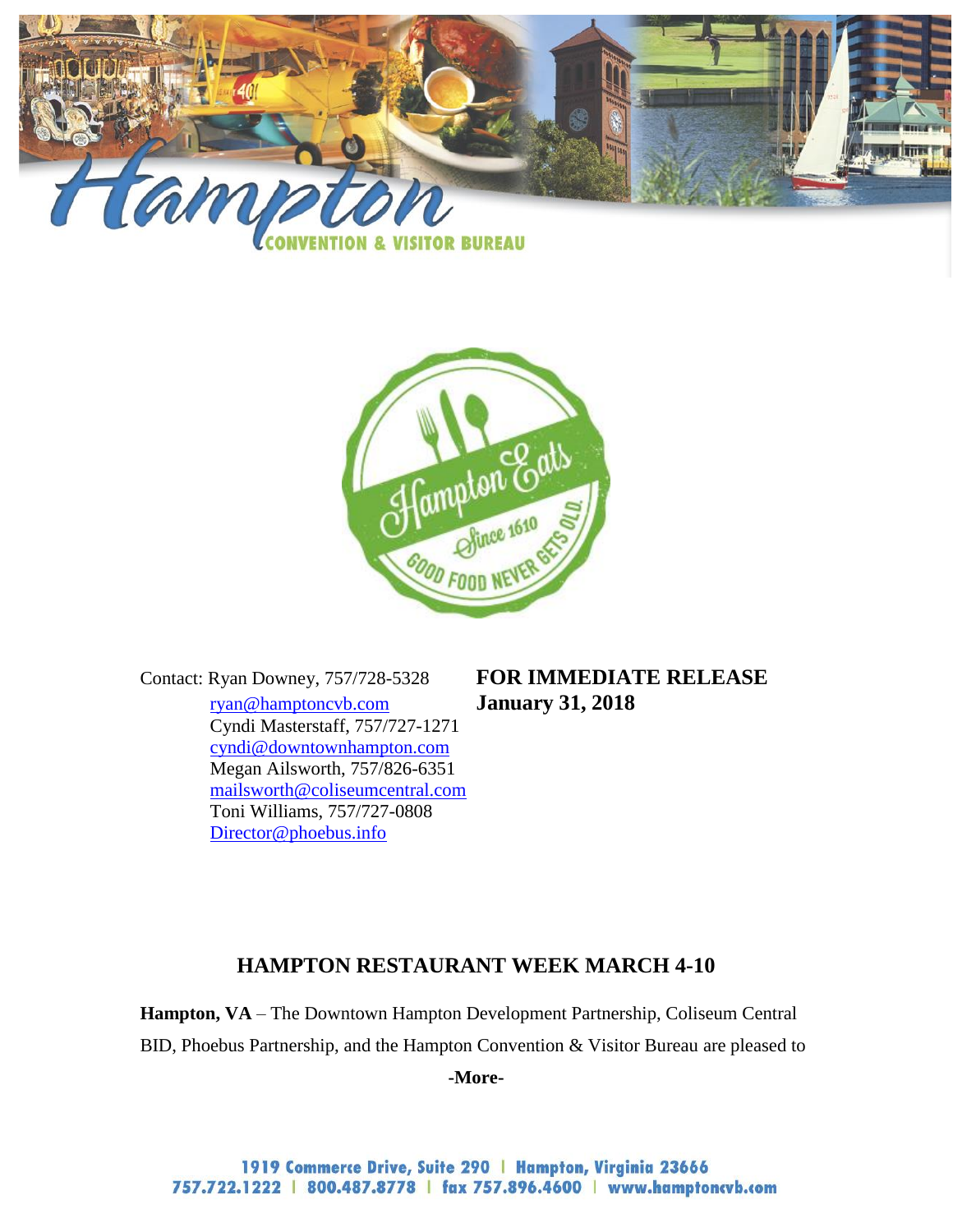Contact: Ryan Downey, 757/728-5328
ryan@hamptoncvb.com
Cyndi Masterstaff, 757/727-1271
cyndi@downtownhampton.com
Megan Ailsworth, 757/826-6351
mailsworth@coliseumcentral.com
Toni Williams, 757/727-0808
Director@phoebus.info

**FOR IMMEDIATE RELEASE**
**January 31, 2018**

## HAMPTON RESTAURANT WEEK MARCH 4-10

**Hampton, VA** – The Downtown Hampton Development Partnership, Coliseum Central BID, Phoebus Partnership, and the Hampton Convention & Visitor Bureau are pleased to

**-More-**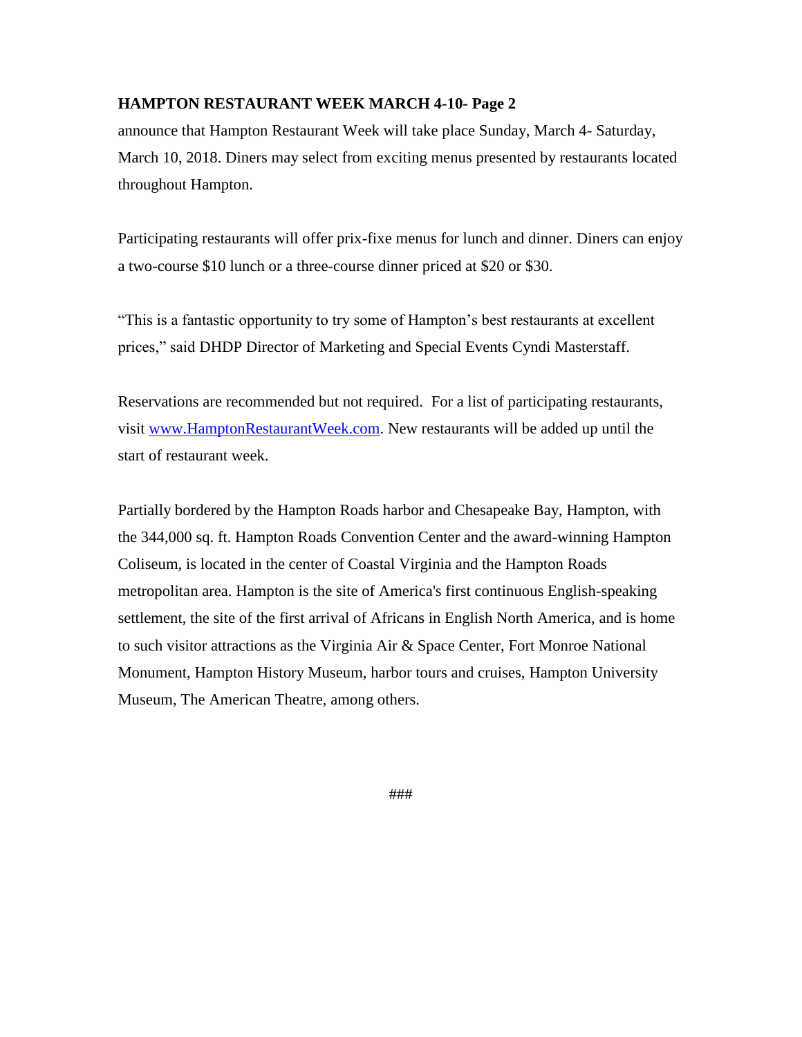announce that Hampton Restaurant Week will take place Sunday, March 4- Saturday, March 10, 2018. Diners may select from exciting menus presented by restaurants located throughout Hampton.

Participating restaurants will offer prix-fixe menus for lunch and dinner. Diners can enjoy a two-course $10 lunch or a three-course dinner priced at $20 or $30.

"This is a fantastic opportunity to try some of Hampton's best restaurants at excellent prices," said DHDP Director of Marketing and Special Events Cyndi Masterstaff.

Reservations are recommended but not required. For a list of participating restaurants, visit [www.HamptonRestaurantWeek.com](http://www.HamptonRestaurantWeek.com). New restaurants will be added up until the start of restaurant week.

Partially bordered by the Hampton Roads harbor and Chesapeake Bay, Hampton, with the 344,000 sq. ft. Hampton Roads Convention Center and the award-winning Hampton Coliseum, is located in the center of Coastal Virginia and the Hampton Roads metropolitan area. Hampton is the site of America's first continuous English-speaking settlement, the site of the first arrival of Africans in English North America, and is home to such visitor attractions as the Virginia Air & Space Center, Fort Monroe National Monument, Hampton History Museum, harbor tours and cruises, Hampton University Museum, The American Theatre, among others.

###